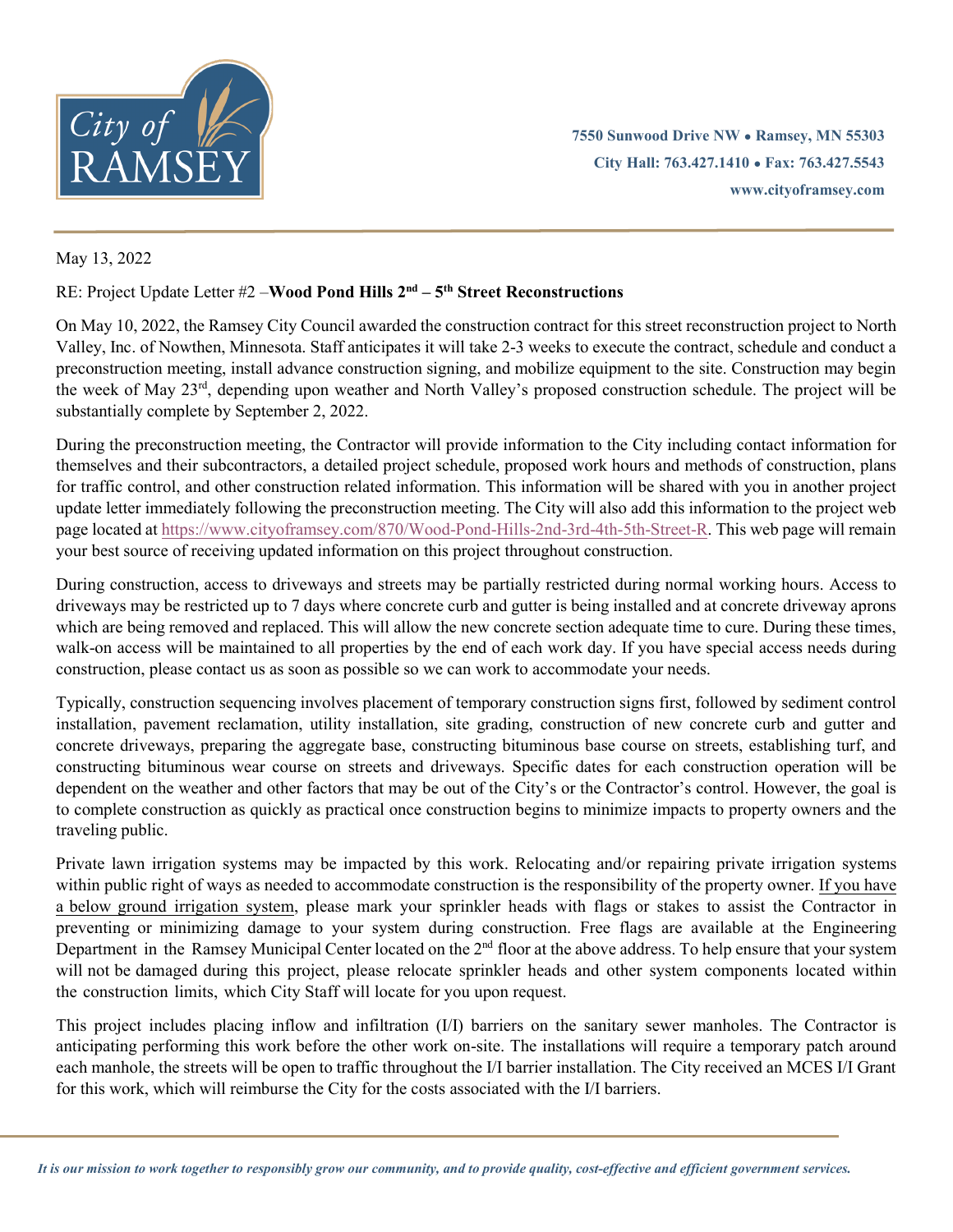City of RAMSEY

**7550 Sunwood Drive NW • Ramsey, MN 55303**
**City Hall: 763.427.1410 • Fax: 763.427.5543**
**www.cityoframsey.com**

May 13, 2022

RE: Project Update Letter #2 –**Wood Pond Hills 2nd – 5th Street Reconstructions**

On May 10, 2022, the Ramsey City Council awarded the construction contract for this street reconstruction project to North Valley, Inc. of Nowthen, Minnesota. Staff anticipates it will take 2-3 weeks to execute the contract, schedule and conduct a preconstruction meeting, install advance construction signing, and mobilize equipment to the site. Construction may begin the week of May 23rd, depending upon weather and North Valley's proposed construction schedule. The project will be substantially complete by September 2, 2022.

During the preconstruction meeting, the Contractor will provide information to the City including contact information for themselves and their subcontractors, a detailed project schedule, proposed work hours and methods of construction, plans for traffic control, and other construction related information. This information will be shared with you in another project update letter immediately following the preconstruction meeting. The City will also add this information to the project web page located at https://www.cityoframsey.com/870/Wood-Pond-Hills-2nd-3rd-4th-5th-Street-R. This web page will remain your best source of receiving updated information on this project throughout construction.

During construction, access to driveways and streets may be partially restricted during normal working hours. Access to driveways may be restricted up to 7 days where concrete curb and gutter is being installed and at concrete driveway aprons which are being removed and replaced. This will allow the new concrete section adequate time to cure. During these times, walk-on access will be maintained to all properties by the end of each work day. If you have special access needs during construction, please contact us as soon as possible so we can work to accommodate your needs.

Typically, construction sequencing involves placement of temporary construction signs first, followed by sediment control installation, pavement reclamation, utility installation, site grading, construction of new concrete curb and gutter and concrete driveways, preparing the aggregate base, constructing bituminous base course on streets, establishing turf, and constructing bituminous wear course on streets and driveways. Specific dates for each construction operation will be dependent on the weather and other factors that may be out of the City's or the Contractor's control. However, the goal is to complete construction as quickly as practical once construction begins to minimize impacts to property owners and the traveling public.

Private lawn irrigation systems may be impacted by this work. Relocating and/or repairing private irrigation systems within public right of ways as needed to accommodate construction is the responsibility of the property owner. If you have a below ground irrigation system, please mark your sprinkler heads with flags or stakes to assist the Contractor in preventing or minimizing damage to your system during construction. Free flags are available at the Engineering Department in the Ramsey Municipal Center located on the 2nd floor at the above address. To help ensure that your system will not be damaged during this project, please relocate sprinkler heads and other system components located within the construction limits, which City Staff will locate for you upon request.

This project includes placing inflow and infiltration (I/I) barriers on the sanitary sewer manholes. The Contractor is anticipating performing this work before the other work on-site. The installations will require a temporary patch around each manhole, the streets will be open to traffic throughout the I/I barrier installation. The City received an MCES I/I Grant for this work, which will reimburse the City for the costs associated with the I/I barriers.

*It is our mission to work together to responsibly grow our community, and to provide quality, cost-effective and efficient government services.*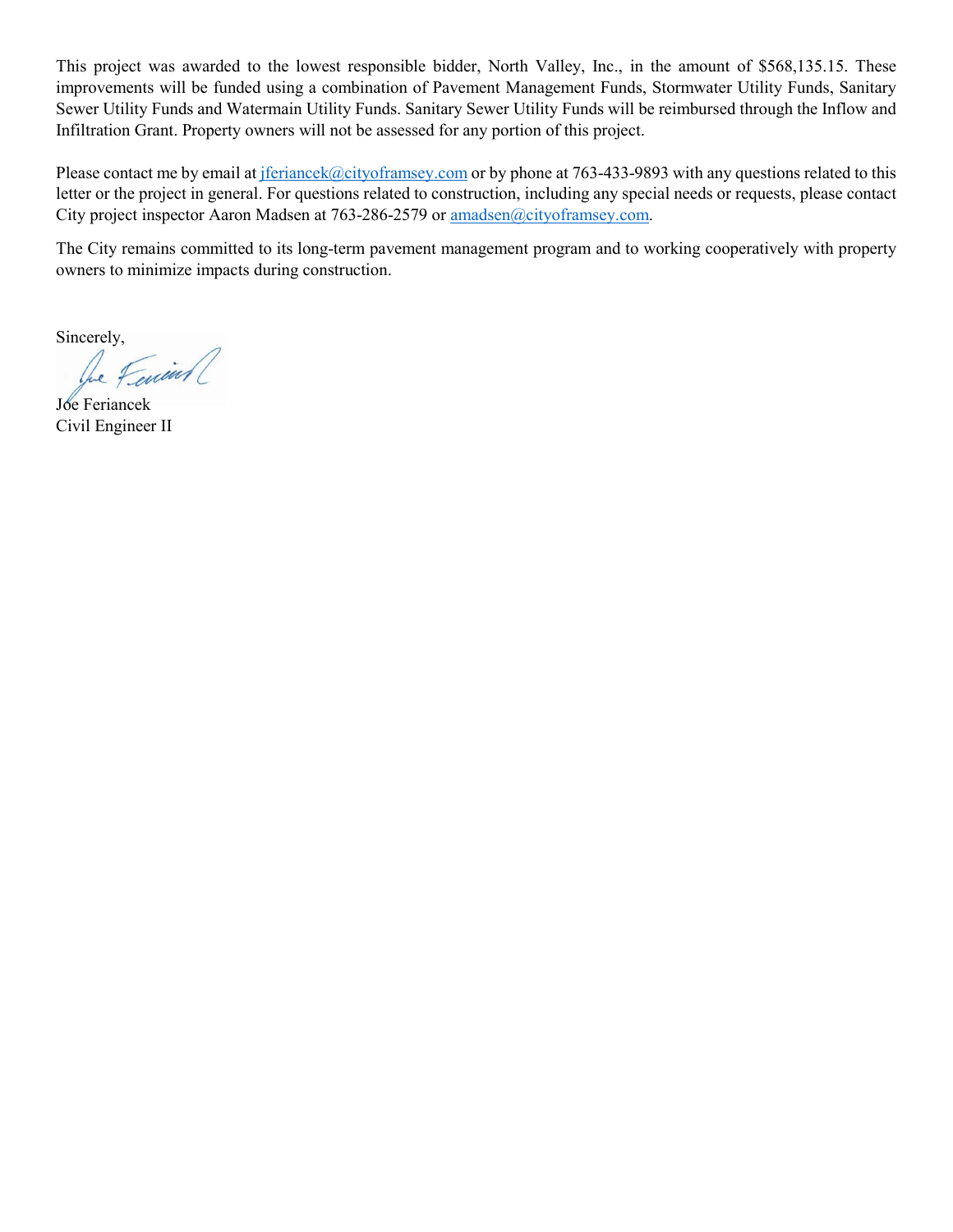This project was awarded to the lowest responsible bidder, North Valley, Inc., in the amount of $568,135.15. These improvements will be funded using a combination of Pavement Management Funds, Stormwater Utility Funds, Sanitary Sewer Utility Funds and Watermain Utility Funds. Sanitary Sewer Utility Funds will be reimbursed through the Inflow and Infiltration Grant. Property owners will not be assessed for any portion of this project.

Please contact me by email at jferiancek@cityoframsey.com or by phone at 763-433-9893 with any questions related to this letter or the project in general. For questions related to construction, including any special needs or requests, please contact City project inspector Aaron Madsen at 763-286-2579 or amadsen@cityoframsey.com.

The City remains committed to its long-term pavement management program and to working cooperatively with property owners to minimize impacts during construction.

Sincerely,

Joe Feriancek
Civil Engineer II